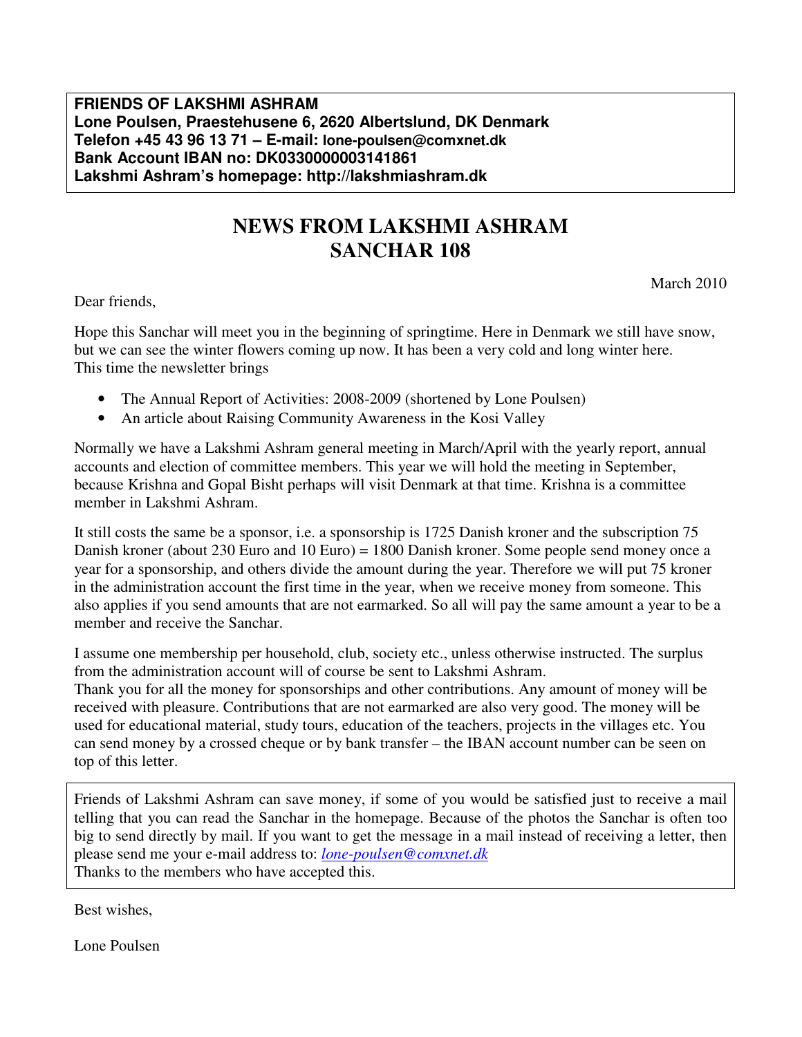**FRIENDS OF LAKSHMI ASHRAM**
**Lone Poulsen, Praestehusene 6, 2620 Albertslund, DK Denmark**
**Telefon +45 43 96 13 71 – E-mail: lone-poulsen@comxnet.dk**
**Bank Account IBAN no: DK0330000003141861**
**Lakshmi Ashram's homepage: http://lakshmiashram.dk**

# NEWS FROM LAKSHMI ASHRAM
# SANCHAR 108

March 2010

Dear friends,

Hope this Sanchar will meet you in the beginning of springtime. Here in Denmark we still have snow, but we can see the winter flowers coming up now. It has been a very cold and long winter here.
This time the newsletter brings

- The Annual Report of Activities: 2008-2009 (shortened by Lone Poulsen)
- An article about Raising Community Awareness in the Kosi Valley

Normally we have a Lakshmi Ashram general meeting in March/April with the yearly report, annual accounts and election of committee members. This year we will hold the meeting in September, because Krishna and Gopal Bisht perhaps will visit Denmark at that time. Krishna is a committee member in Lakshmi Ashram.

It still costs the same be a sponsor, i.e. a sponsorship is 1725 Danish kroner and the subscription 75 Danish kroner (about 230 Euro and 10 Euro) = 1800 Danish kroner. Some people send money once a year for a sponsorship, and others divide the amount during the year. Therefore we will put 75 kroner in the administration account the first time in the year, when we receive money from someone. This also applies if you send amounts that are not earmarked. So all will pay the same amount a year to be a member and receive the Sanchar.

I assume one membership per household, club, society etc., unless otherwise instructed. The surplus from the administration account will of course be sent to Lakshmi Ashram.
Thank you for all the money for sponsorships and other contributions. Any amount of money will be received with pleasure. Contributions that are not earmarked are also very good. The money will be used for educational material, study tours, education of the teachers, projects in the villages etc. You can send money by a crossed cheque or by bank transfer – the IBAN account number can be seen on top of this letter.

Friends of Lakshmi Ashram can save money, if some of you would be satisfied just to receive a mail telling that you can read the Sanchar in the homepage. Because of the photos the Sanchar is often too big to send directly by mail. If you want to get the message in a mail instead of receiving a letter, then please send me your e-mail address to: *lone-poulsen@comxnet.dk*
Thanks to the members who have accepted this.

Best wishes,

Lone Poulsen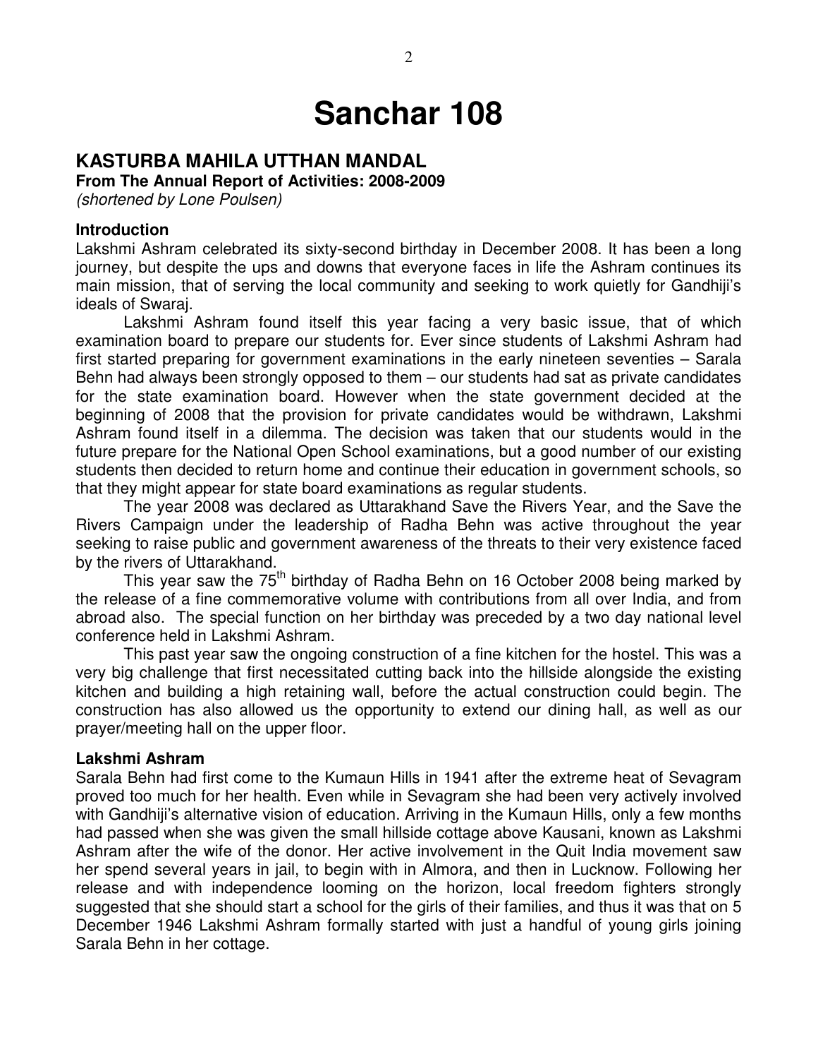# Sanchar 108

## KASTURBA MAHILA UTTHAN MANDAL

**From The Annual Report of Activities: 2008-2009**

*(shortened by Lone Poulsen)*

### Introduction

Lakshmi Ashram celebrated its sixty-second birthday in December 2008. It has been a long journey, but despite the ups and downs that everyone faces in life the Ashram continues its main mission, that of serving the local community and seeking to work quietly for Gandhiji's ideals of Swaraj.

Lakshmi Ashram found itself this year facing a very basic issue, that of which examination board to prepare our students for. Ever since students of Lakshmi Ashram had first started preparing for government examinations in the early nineteen seventies – Sarala Behn had always been strongly opposed to them – our students had sat as private candidates for the state examination board. However when the state government decided at the beginning of 2008 that the provision for private candidates would be withdrawn, Lakshmi Ashram found itself in a dilemma. The decision was taken that our students would in the future prepare for the National Open School examinations, but a good number of our existing students then decided to return home and continue their education in government schools, so that they might appear for state board examinations as regular students.

The year 2008 was declared as Uttarakhand Save the Rivers Year, and the Save the Rivers Campaign under the leadership of Radha Behn was active throughout the year seeking to raise public and government awareness of the threats to their very existence faced by the rivers of Uttarakhand.

This year saw the 75th birthday of Radha Behn on 16 October 2008 being marked by the release of a fine commemorative volume with contributions from all over India, and from abroad also. The special function on her birthday was preceded by a two day national level conference held in Lakshmi Ashram.

This past year saw the ongoing construction of a fine kitchen for the hostel. This was a very big challenge that first necessitated cutting back into the hillside alongside the existing kitchen and building a high retaining wall, before the actual construction could begin. The construction has also allowed us the opportunity to extend our dining hall, as well as our prayer/meeting hall on the upper floor.

### Lakshmi Ashram

Sarala Behn had first come to the Kumaun Hills in 1941 after the extreme heat of Sevagram proved too much for her health. Even while in Sevagram she had been very actively involved with Gandhiji's alternative vision of education. Arriving in the Kumaun Hills, only a few months had passed when she was given the small hillside cottage above Kausani, known as Lakshmi Ashram after the wife of the donor. Her active involvement in the Quit India movement saw her spend several years in jail, to begin with in Almora, and then in Lucknow. Following her release and with independence looming on the horizon, local freedom fighters strongly suggested that she should start a school for the girls of their families, and thus it was that on 5 December 1946 Lakshmi Ashram formally started with just a handful of young girls joining Sarala Behn in her cottage.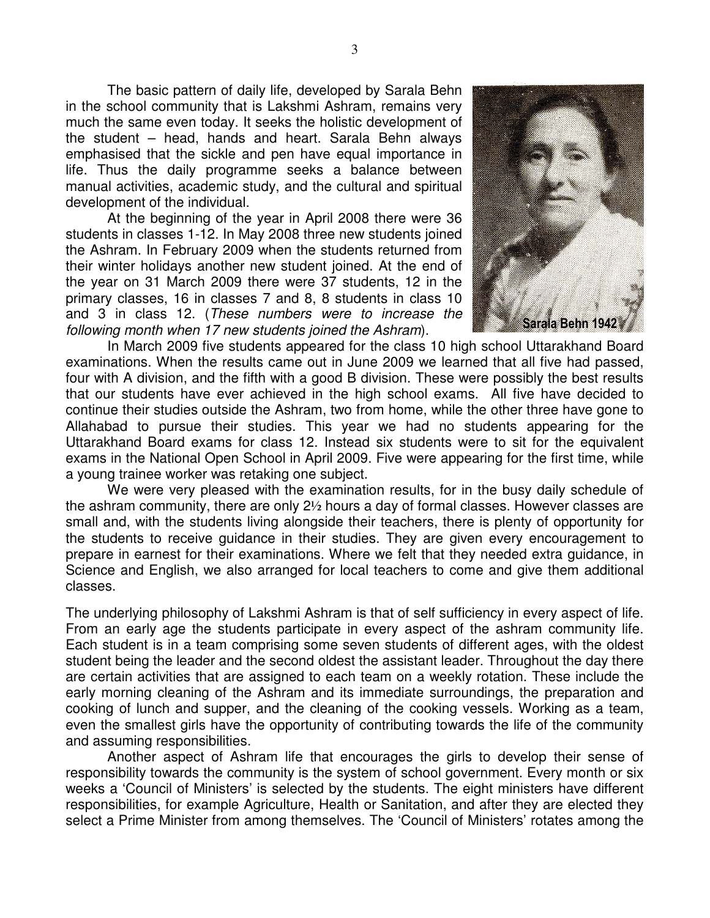The basic pattern of daily life, developed by Sarala Behn in the school community that is Lakshmi Ashram, remains very much the same even today. It seeks the holistic development of the student – head, hands and heart. Sarala Behn always emphasised that the sickle and pen have equal importance in life. Thus the daily programme seeks a balance between manual activities, academic study, and the cultural and spiritual development of the individual.

At the beginning of the year in April 2008 there were 36 students in classes 1-12. In May 2008 three new students joined the Ashram. In February 2009 when the students returned from their winter holidays another new student joined. At the end of the year on 31 March 2009 there were 37 students, 12 in the primary classes, 16 in classes 7 and 8, 8 students in class 10 and 3 in class 12. (*These numbers were to increase the following month when 17 new students joined the Ashram*).

Sarala Behn 1942

In March 2009 five students appeared for the class 10 high school Uttarakhand Board examinations. When the results came out in June 2009 we learned that all five had passed, four with A division, and the fifth with a good B division. These were possibly the best results that our students have ever achieved in the high school exams. All five have decided to continue their studies outside the Ashram, two from home, while the other three have gone to Allahabad to pursue their studies. This year we had no students appearing for the Uttarakhand Board exams for class 12. Instead six students were to sit for the equivalent exams in the National Open School in April 2009. Five were appearing for the first time, while a young trainee worker was retaking one subject.

We were very pleased with the examination results, for in the busy daily schedule of the ashram community, there are only 2½ hours a day of formal classes. However classes are small and, with the students living alongside their teachers, there is plenty of opportunity for the students to receive guidance in their studies. They are given every encouragement to prepare in earnest for their examinations. Where we felt that they needed extra guidance, in Science and English, we also arranged for local teachers to come and give them additional classes.

The underlying philosophy of Lakshmi Ashram is that of self sufficiency in every aspect of life. From an early age the students participate in every aspect of the ashram community life. Each student is in a team comprising some seven students of different ages, with the oldest student being the leader and the second oldest the assistant leader. Throughout the day there are certain activities that are assigned to each team on a weekly rotation. These include the early morning cleaning of the Ashram and its immediate surroundings, the preparation and cooking of lunch and supper, and the cleaning of the cooking vessels. Working as a team, even the smallest girls have the opportunity of contributing towards the life of the community and assuming responsibilities.

Another aspect of Ashram life that encourages the girls to develop their sense of responsibility towards the community is the system of school government. Every month or six weeks a 'Council of Ministers' is selected by the students. The eight ministers have different responsibilities, for example Agriculture, Health or Sanitation, and after they are elected they select a Prime Minister from among themselves. The 'Council of Ministers' rotates among the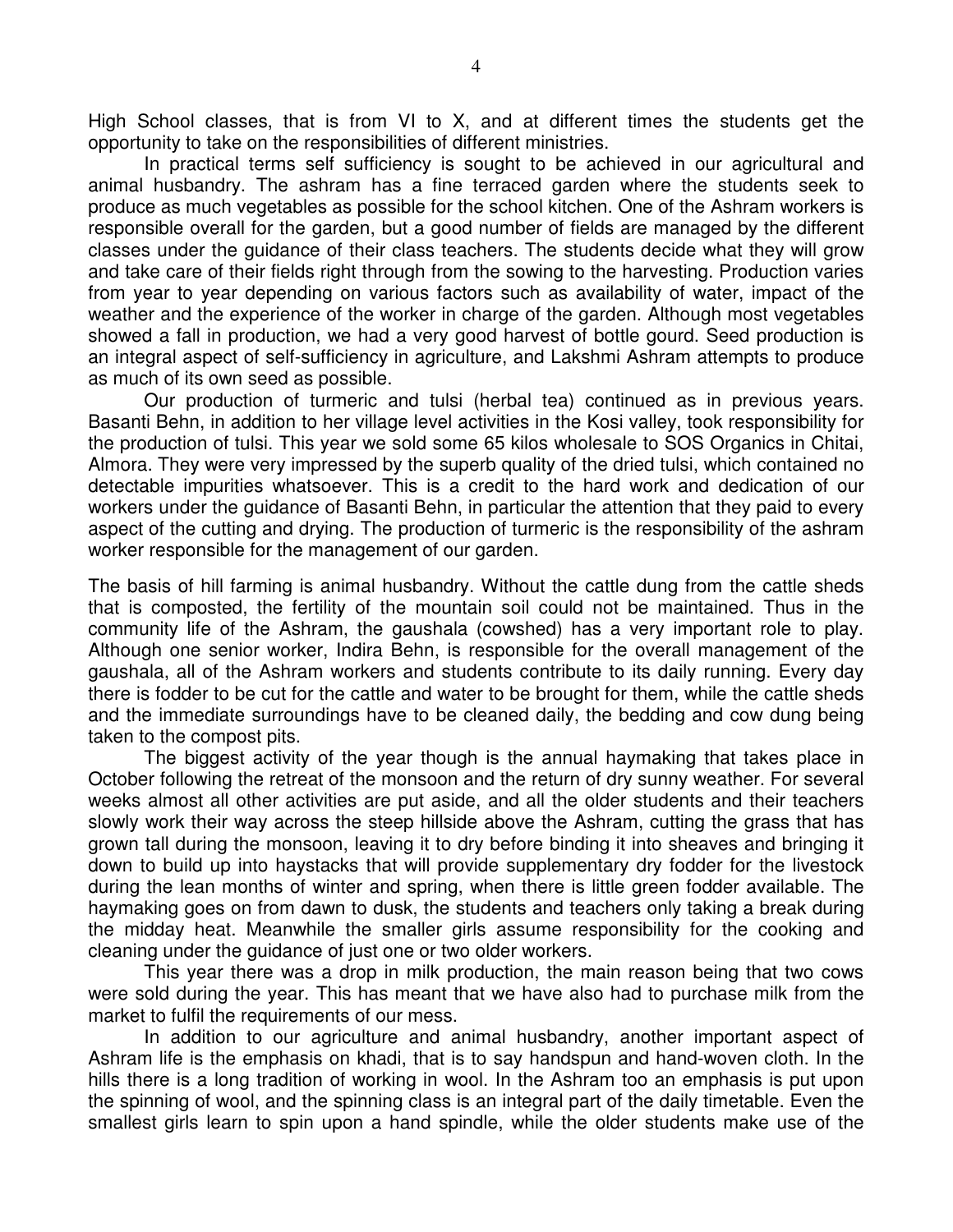High School classes, that is from VI to X, and at different times the students get the opportunity to take on the responsibilities of different ministries.

In practical terms self sufficiency is sought to be achieved in our agricultural and animal husbandry. The ashram has a fine terraced garden where the students seek to produce as much vegetables as possible for the school kitchen. One of the Ashram workers is responsible overall for the garden, but a good number of fields are managed by the different classes under the guidance of their class teachers. The students decide what they will grow and take care of their fields right through from the sowing to the harvesting. Production varies from year to year depending on various factors such as availability of water, impact of the weather and the experience of the worker in charge of the garden. Although most vegetables showed a fall in production, we had a very good harvest of bottle gourd. Seed production is an integral aspect of self-sufficiency in agriculture, and Lakshmi Ashram attempts to produce as much of its own seed as possible.

Our production of turmeric and tulsi (herbal tea) continued as in previous years. Basanti Behn, in addition to her village level activities in the Kosi valley, took responsibility for the production of tulsi. This year we sold some 65 kilos wholesale to SOS Organics in Chitai, Almora. They were very impressed by the superb quality of the dried tulsi, which contained no detectable impurities whatsoever. This is a credit to the hard work and dedication of our workers under the guidance of Basanti Behn, in particular the attention that they paid to every aspect of the cutting and drying. The production of turmeric is the responsibility of the ashram worker responsible for the management of our garden.

The basis of hill farming is animal husbandry. Without the cattle dung from the cattle sheds that is composted, the fertility of the mountain soil could not be maintained. Thus in the community life of the Ashram, the gaushala (cowshed) has a very important role to play. Although one senior worker, Indira Behn, is responsible for the overall management of the gaushala, all of the Ashram workers and students contribute to its daily running. Every day there is fodder to be cut for the cattle and water to be brought for them, while the cattle sheds and the immediate surroundings have to be cleaned daily, the bedding and cow dung being taken to the compost pits.

The biggest activity of the year though is the annual haymaking that takes place in October following the retreat of the monsoon and the return of dry sunny weather. For several weeks almost all other activities are put aside, and all the older students and their teachers slowly work their way across the steep hillside above the Ashram, cutting the grass that has grown tall during the monsoon, leaving it to dry before binding it into sheaves and bringing it down to build up into haystacks that will provide supplementary dry fodder for the livestock during the lean months of winter and spring, when there is little green fodder available. The haymaking goes on from dawn to dusk, the students and teachers only taking a break during the midday heat. Meanwhile the smaller girls assume responsibility for the cooking and cleaning under the guidance of just one or two older workers.

This year there was a drop in milk production, the main reason being that two cows were sold during the year. This has meant that we have also had to purchase milk from the market to fulfil the requirements of our mess.

In addition to our agriculture and animal husbandry, another important aspect of Ashram life is the emphasis on khadi, that is to say handspun and hand-woven cloth. In the hills there is a long tradition of working in wool. In the Ashram too an emphasis is put upon the spinning of wool, and the spinning class is an integral part of the daily timetable. Even the smallest girls learn to spin upon a hand spindle, while the older students make use of the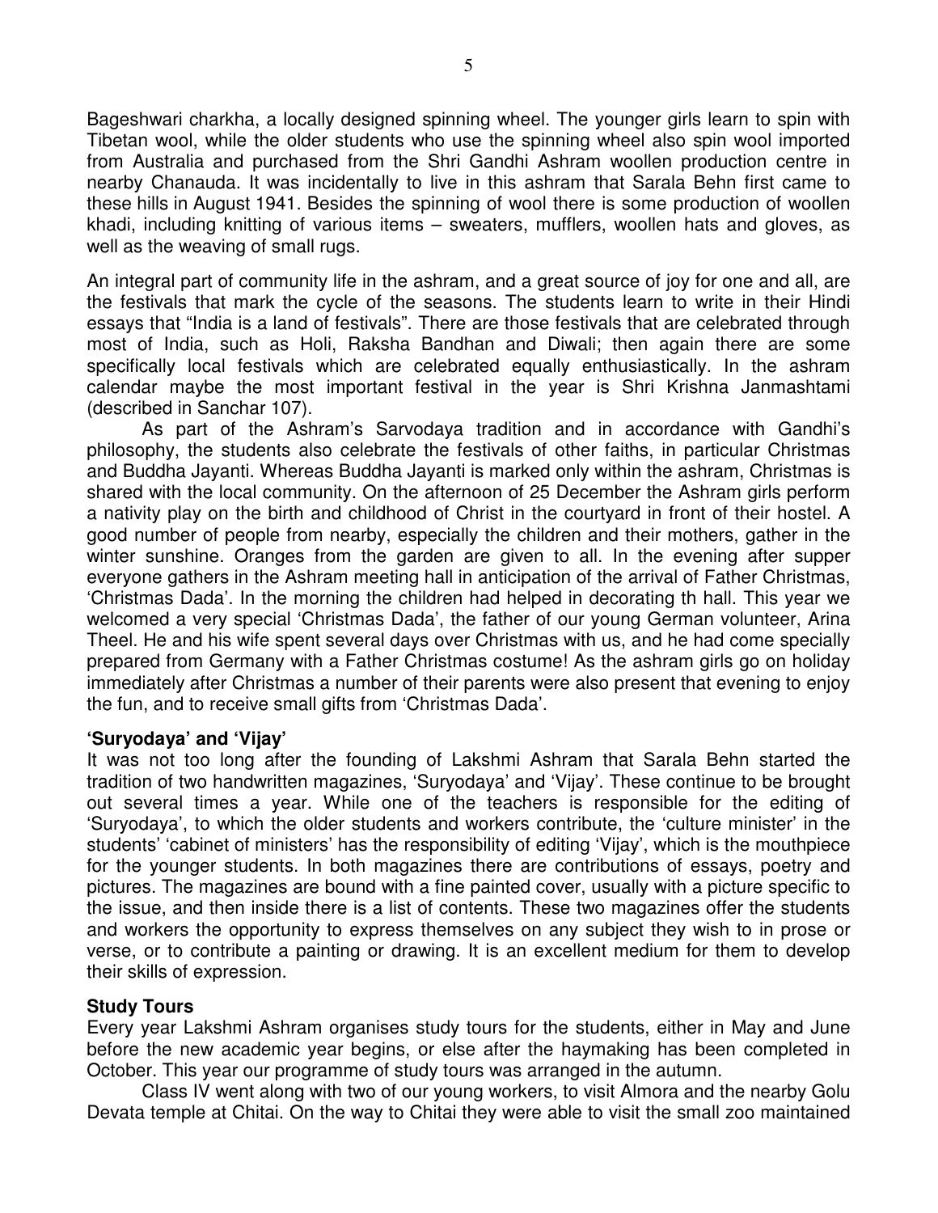Bageshwari charkha, a locally designed spinning wheel. The younger girls learn to spin with Tibetan wool, while the older students who use the spinning wheel also spin wool imported from Australia and purchased from the Shri Gandhi Ashram woollen production centre in nearby Chanauda. It was incidentally to live in this ashram that Sarala Behn first came to these hills in August 1941. Besides the spinning of wool there is some production of woollen khadi, including knitting of various items – sweaters, mufflers, woollen hats and gloves, as well as the weaving of small rugs.

An integral part of community life in the ashram, and a great source of joy for one and all, are the festivals that mark the cycle of the seasons. The students learn to write in their Hindi essays that "India is a land of festivals". There are those festivals that are celebrated through most of India, such as Holi, Raksha Bandhan and Diwali; then again there are some specifically local festivals which are celebrated equally enthusiastically. In the ashram calendar maybe the most important festival in the year is Shri Krishna Janmashtami (described in Sanchar 107).

As part of the Ashram's Sarvodaya tradition and in accordance with Gandhi's philosophy, the students also celebrate the festivals of other faiths, in particular Christmas and Buddha Jayanti. Whereas Buddha Jayanti is marked only within the ashram, Christmas is shared with the local community. On the afternoon of 25 December the Ashram girls perform a nativity play on the birth and childhood of Christ in the courtyard in front of their hostel. A good number of people from nearby, especially the children and their mothers, gather in the winter sunshine. Oranges from the garden are given to all. In the evening after supper everyone gathers in the Ashram meeting hall in anticipation of the arrival of Father Christmas, 'Christmas Dada'. In the morning the children had helped in decorating th hall. This year we welcomed a very special 'Christmas Dada', the father of our young German volunteer, Arina Theel. He and his wife spent several days over Christmas with us, and he had come specially prepared from Germany with a Father Christmas costume! As the ashram girls go on holiday immediately after Christmas a number of their parents were also present that evening to enjoy the fun, and to receive small gifts from 'Christmas Dada'.

### 'Suryodaya' and 'Vijay'

It was not too long after the founding of Lakshmi Ashram that Sarala Behn started the tradition of two handwritten magazines, 'Suryodaya' and 'Vijay'. These continue to be brought out several times a year. While one of the teachers is responsible for the editing of 'Suryodaya', to which the older students and workers contribute, the 'culture minister' in the students' 'cabinet of ministers' has the responsibility of editing 'Vijay', which is the mouthpiece for the younger students. In both magazines there are contributions of essays, poetry and pictures. The magazines are bound with a fine painted cover, usually with a picture specific to the issue, and then inside there is a list of contents. These two magazines offer the students and workers the opportunity to express themselves on any subject they wish to in prose or verse, or to contribute a painting or drawing. It is an excellent medium for them to develop their skills of expression.

### Study Tours

Every year Lakshmi Ashram organises study tours for the students, either in May and June before the new academic year begins, or else after the haymaking has been completed in October. This year our programme of study tours was arranged in the autumn.

Class IV went along with two of our young workers, to visit Almora and the nearby Golu Devata temple at Chitai. On the way to Chitai they were able to visit the small zoo maintained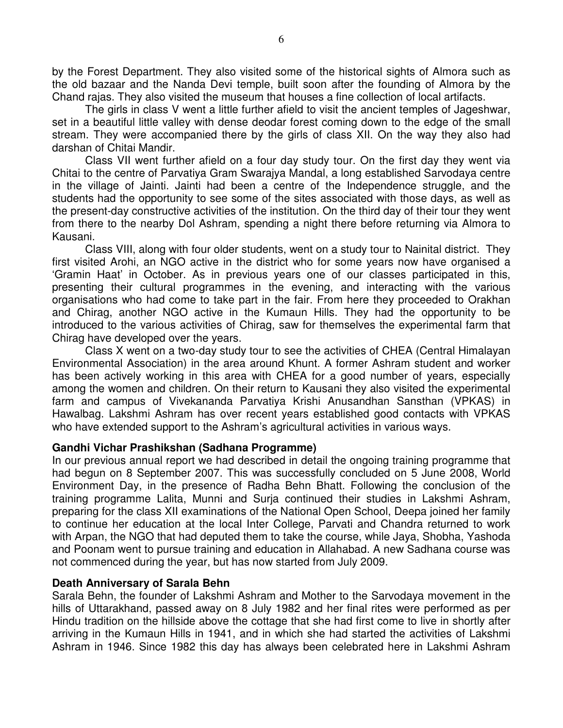by the Forest Department. They also visited some of the historical sights of Almora such as the old bazaar and the Nanda Devi temple, built soon after the founding of Almora by the Chand rajas. They also visited the museum that houses a fine collection of local artifacts.

The girls in class V went a little further afield to visit the ancient temples of Jageshwar, set in a beautiful little valley with dense deodar forest coming down to the edge of the small stream. They were accompanied there by the girls of class XII. On the way they also had darshan of Chitai Mandir.

Class VII went further afield on a four day study tour. On the first day they went via Chitai to the centre of Parvatiya Gram Swarajya Mandal, a long established Sarvodaya centre in the village of Jainti. Jainti had been a centre of the Independence struggle, and the students had the opportunity to see some of the sites associated with those days, as well as the present-day constructive activities of the institution. On the third day of their tour they went from there to the nearby Dol Ashram, spending a night there before returning via Almora to Kausani.

Class VIII, along with four older students, went on a study tour to Nainital district. They first visited Arohi, an NGO active in the district who for some years now have organised a 'Gramin Haat' in October. As in previous years one of our classes participated in this, presenting their cultural programmes in the evening, and interacting with the various organisations who had come to take part in the fair. From here they proceeded to Orakhan and Chirag, another NGO active in the Kumaun Hills. They had the opportunity to be introduced to the various activities of Chirag, saw for themselves the experimental farm that Chirag have developed over the years.

Class X went on a two-day study tour to see the activities of CHEA (Central Himalayan Environmental Association) in the area around Khunt. A former Ashram student and worker has been actively working in this area with CHEA for a good number of years, especially among the women and children. On their return to Kausani they also visited the experimental farm and campus of Vivekananda Parvatiya Krishi Anusandhan Sansthan (VPKAS) in Hawalbag. Lakshmi Ashram has over recent years established good contacts with VPKAS who have extended support to the Ashram's agricultural activities in various ways.

**Gandhi Vichar Prashikshan (Sadhana Programme)**

In our previous annual report we had described in detail the ongoing training programme that had begun on 8 September 2007. This was successfully concluded on 5 June 2008, World Environment Day, in the presence of Radha Behn Bhatt. Following the conclusion of the training programme Lalita, Munni and Surja continued their studies in Lakshmi Ashram, preparing for the class XII examinations of the National Open School, Deepa joined her family to continue her education at the local Inter College, Parvati and Chandra returned to work with Arpan, the NGO that had deputed them to take the course, while Jaya, Shobha, Yashoda and Poonam went to pursue training and education in Allahabad. A new Sadhana course was not commenced during the year, but has now started from July 2009.

**Death Anniversary of Sarala Behn**

Sarala Behn, the founder of Lakshmi Ashram and Mother to the Sarvodaya movement in the hills of Uttarakhand, passed away on 8 July 1982 and her final rites were performed as per Hindu tradition on the hillside above the cottage that she had first come to live in shortly after arriving in the Kumaun Hills in 1941, and in which she had started the activities of Lakshmi Ashram in 1946. Since 1982 this day has always been celebrated here in Lakshmi Ashram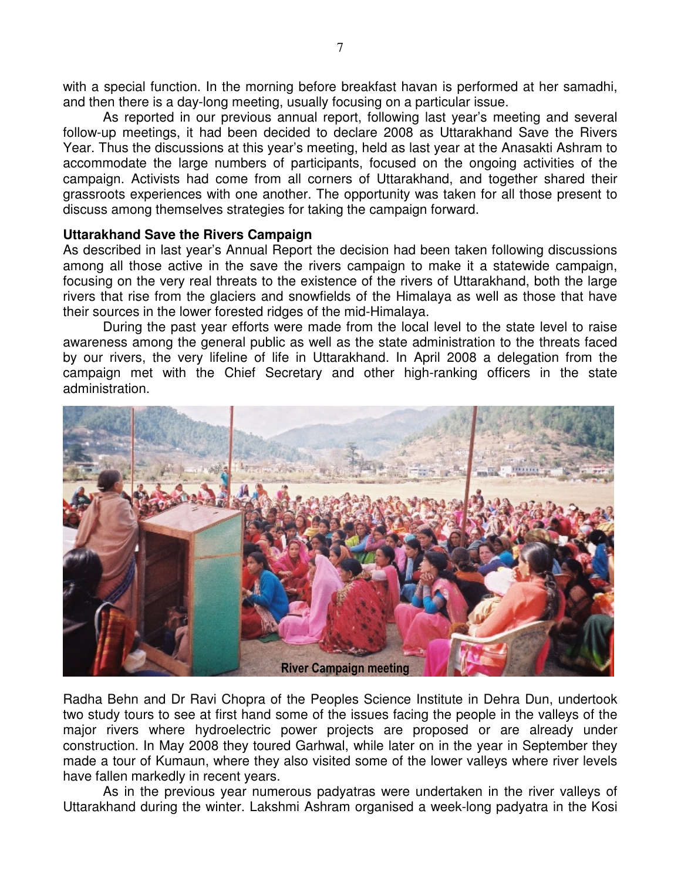with a special function. In the morning before breakfast havan is performed at her samadhi, and then there is a day-long meeting, usually focusing on a particular issue.

As reported in our previous annual report, following last year's meeting and several follow-up meetings, it had been decided to declare 2008 as Uttarakhand Save the Rivers Year. Thus the discussions at this year's meeting, held as last year at the Anasakti Ashram to accommodate the large numbers of participants, focused on the ongoing activities of the campaign. Activists had come from all corners of Uttarakhand, and together shared their grassroots experiences with one another. The opportunity was taken for all those present to discuss among themselves strategies for taking the campaign forward.

**Uttarakhand Save the Rivers Campaign**

As described in last year's Annual Report the decision had been taken following discussions among all those active in the save the rivers campaign to make it a statewide campaign, focusing on the very real threats to the existence of the rivers of Uttarakhand, both the large rivers that rise from the glaciers and snowfields of the Himalaya as well as those that have their sources in the lower forested ridges of the mid-Himalaya.

During the past year efforts were made from the local level to the state level to raise awareness among the general public as well as the state administration to the threats faced by our rivers, the very lifeline of life in Uttarakhand. In April 2008 a delegation from the campaign met with the Chief Secretary and other high-ranking officers in the state administration.

River Campaign meeting

Radha Behn and Dr Ravi Chopra of the Peoples Science Institute in Dehra Dun, undertook two study tours to see at first hand some of the issues facing the people in the valleys of the major rivers where hydroelectric power projects are proposed or are already under construction. In May 2008 they toured Garhwal, while later on in the year in September they made a tour of Kumaun, where they also visited some of the lower valleys where river levels have fallen markedly in recent years.

As in the previous year numerous padyatras were undertaken in the river valleys of Uttarakhand during the winter. Lakshmi Ashram organised a week-long padyatra in the Kosi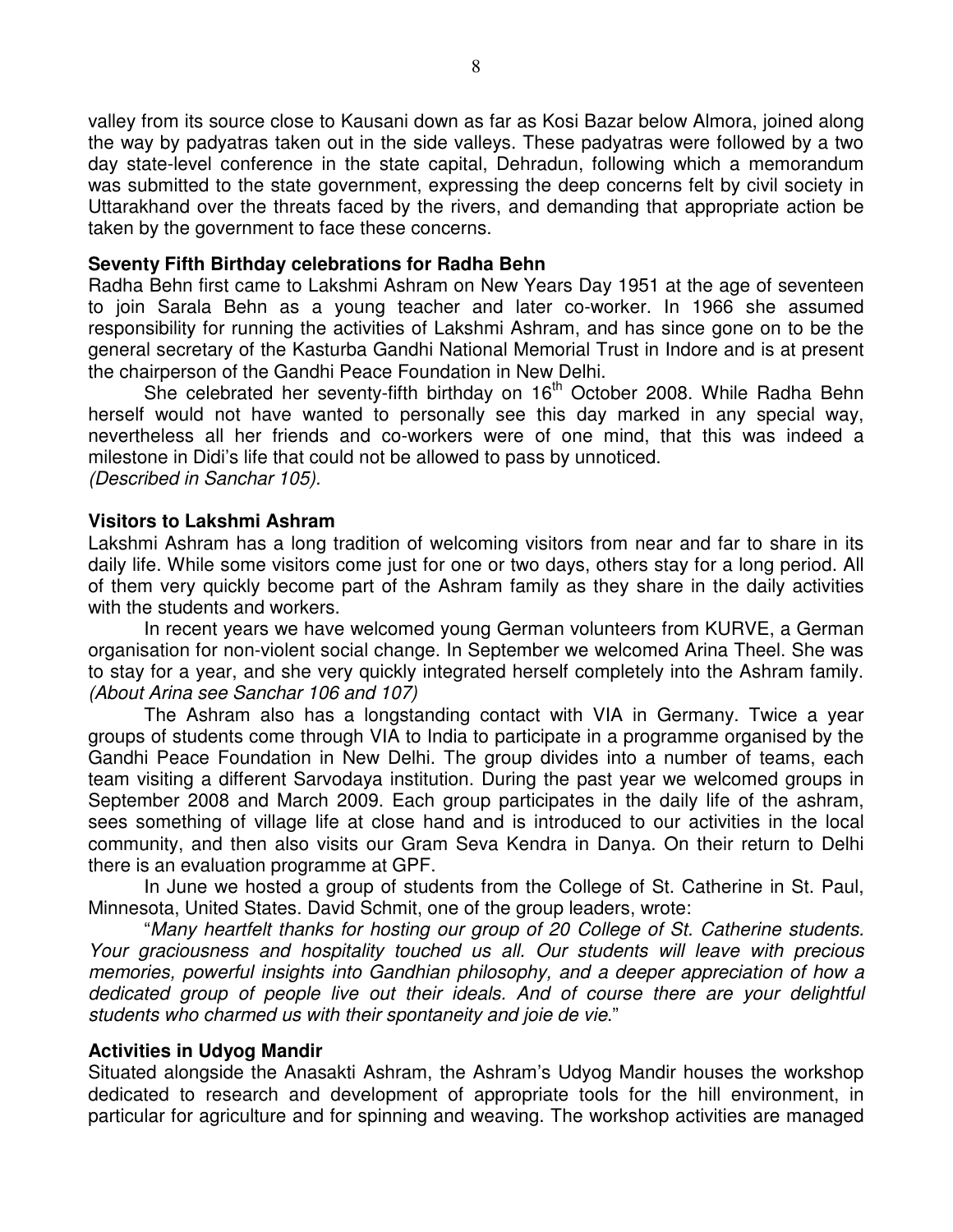valley from its source close to Kausani down as far as Kosi Bazar below Almora, joined along the way by padyatras taken out in the side valleys. These padyatras were followed by a two day state-level conference in the state capital, Dehradun, following which a memorandum was submitted to the state government, expressing the deep concerns felt by civil society in Uttarakhand over the threats faced by the rivers, and demanding that appropriate action be taken by the government to face these concerns.

**Seventy Fifth Birthday celebrations for Radha Behn**

Radha Behn first came to Lakshmi Ashram on New Years Day 1951 at the age of seventeen to join Sarala Behn as a young teacher and later co-worker. In 1966 she assumed responsibility for running the activities of Lakshmi Ashram, and has since gone on to be the general secretary of the Kasturba Gandhi National Memorial Trust in Indore and is at present the chairperson of the Gandhi Peace Foundation in New Delhi.

She celebrated her seventy-fifth birthday on 16th October 2008. While Radha Behn herself would not have wanted to personally see this day marked in any special way, nevertheless all her friends and co-workers were of one mind, that this was indeed a milestone in Didi's life that could not be allowed to pass by unnoticed.
*(Described in Sanchar 105).*

**Visitors to Lakshmi Ashram**

Lakshmi Ashram has a long tradition of welcoming visitors from near and far to share in its daily life. While some visitors come just for one or two days, others stay for a long period. All of them very quickly become part of the Ashram family as they share in the daily activities with the students and workers.

In recent years we have welcomed young German volunteers from KURVE, a German organisation for non-violent social change. In September we welcomed Arina Theel. She was to stay for a year, and she very quickly integrated herself completely into the Ashram family. *(About Arina see Sanchar 106 and 107)*

The Ashram also has a longstanding contact with VIA in Germany. Twice a year groups of students come through VIA to India to participate in a programme organised by the Gandhi Peace Foundation in New Delhi. The group divides into a number of teams, each team visiting a different Sarvodaya institution. During the past year we welcomed groups in September 2008 and March 2009. Each group participates in the daily life of the ashram, sees something of village life at close hand and is introduced to our activities in the local community, and then also visits our Gram Seva Kendra in Danya. On their return to Delhi there is an evaluation programme at GPF.

In June we hosted a group of students from the College of St. Catherine in St. Paul, Minnesota, United States. David Schmit, one of the group leaders, wrote:

"*Many heartfelt thanks for hosting our group of 20 College of St. Catherine students. Your graciousness and hospitality touched us all. Our students will leave with precious memories, powerful insights into Gandhian philosophy, and a deeper appreciation of how a dedicated group of people live out their ideals. And of course there are your delightful students who charmed us with their spontaneity and joie de vie*."

**Activities in Udyog Mandir**

Situated alongside the Anasakti Ashram, the Ashram's Udyog Mandir houses the workshop dedicated to research and development of appropriate tools for the hill environment, in particular for agriculture and for spinning and weaving. The workshop activities are managed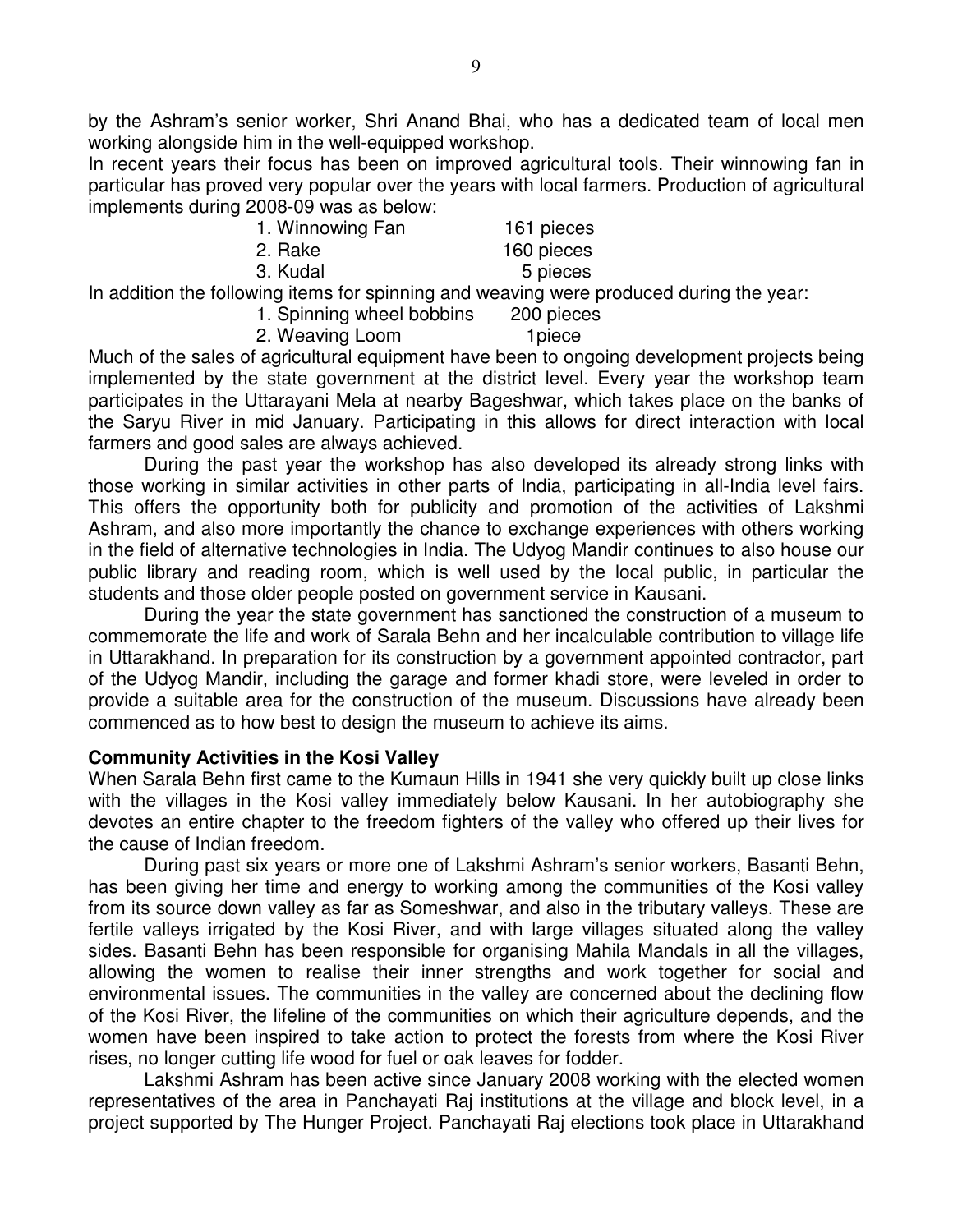by the Ashram's senior worker, Shri Anand Bhai, who has a dedicated team of local men working alongside him in the well-equipped workshop.

In recent years their focus has been on improved agricultural tools. Their winnowing fan in particular has proved very popular over the years with local farmers. Production of agricultural implements during 2008-09 was as below:

| | |
|---|---|
| 1. Winnowing Fan | 161 pieces |
| 2. Rake | 160 pieces |
| 3. Kudal | 5 pieces |

In addition the following items for spinning and weaving were produced during the year:

| | |
|---|---|
| 1. Spinning wheel bobbins | 200 pieces |
| 2. Weaving Loom | 1piece |

Much of the sales of agricultural equipment have been to ongoing development projects being implemented by the state government at the district level. Every year the workshop team participates in the Uttarayani Mela at nearby Bageshwar, which takes place on the banks of the Saryu River in mid January. Participating in this allows for direct interaction with local farmers and good sales are always achieved.

During the past year the workshop has also developed its already strong links with those working in similar activities in other parts of India, participating in all-India level fairs. This offers the opportunity both for publicity and promotion of the activities of Lakshmi Ashram, and also more importantly the chance to exchange experiences with others working in the field of alternative technologies in India. The Udyog Mandir continues to also house our public library and reading room, which is well used by the local public, in particular the students and those older people posted on government service in Kausani.

During the year the state government has sanctioned the construction of a museum to commemorate the life and work of Sarala Behn and her incalculable contribution to village life in Uttarakhand. In preparation for its construction by a government appointed contractor, part of the Udyog Mandir, including the garage and former khadi store, were leveled in order to provide a suitable area for the construction of the museum. Discussions have already been commenced as to how best to design the museum to achieve its aims.

**Community Activities in the Kosi Valley**

When Sarala Behn first came to the Kumaun Hills in 1941 she very quickly built up close links with the villages in the Kosi valley immediately below Kausani. In her autobiography she devotes an entire chapter to the freedom fighters of the valley who offered up their lives for the cause of Indian freedom.

During past six years or more one of Lakshmi Ashram's senior workers, Basanti Behn, has been giving her time and energy to working among the communities of the Kosi valley from its source down valley as far as Someshwar, and also in the tributary valleys. These are fertile valleys irrigated by the Kosi River, and with large villages situated along the valley sides. Basanti Behn has been responsible for organising Mahila Mandals in all the villages, allowing the women to realise their inner strengths and work together for social and environmental issues. The communities in the valley are concerned about the declining flow of the Kosi River, the lifeline of the communities on which their agriculture depends, and the women have been inspired to take action to protect the forests from where the Kosi River rises, no longer cutting life wood for fuel or oak leaves for fodder.

Lakshmi Ashram has been active since January 2008 working with the elected women representatives of the area in Panchayati Raj institutions at the village and block level, in a project supported by The Hunger Project. Panchayati Raj elections took place in Uttarakhand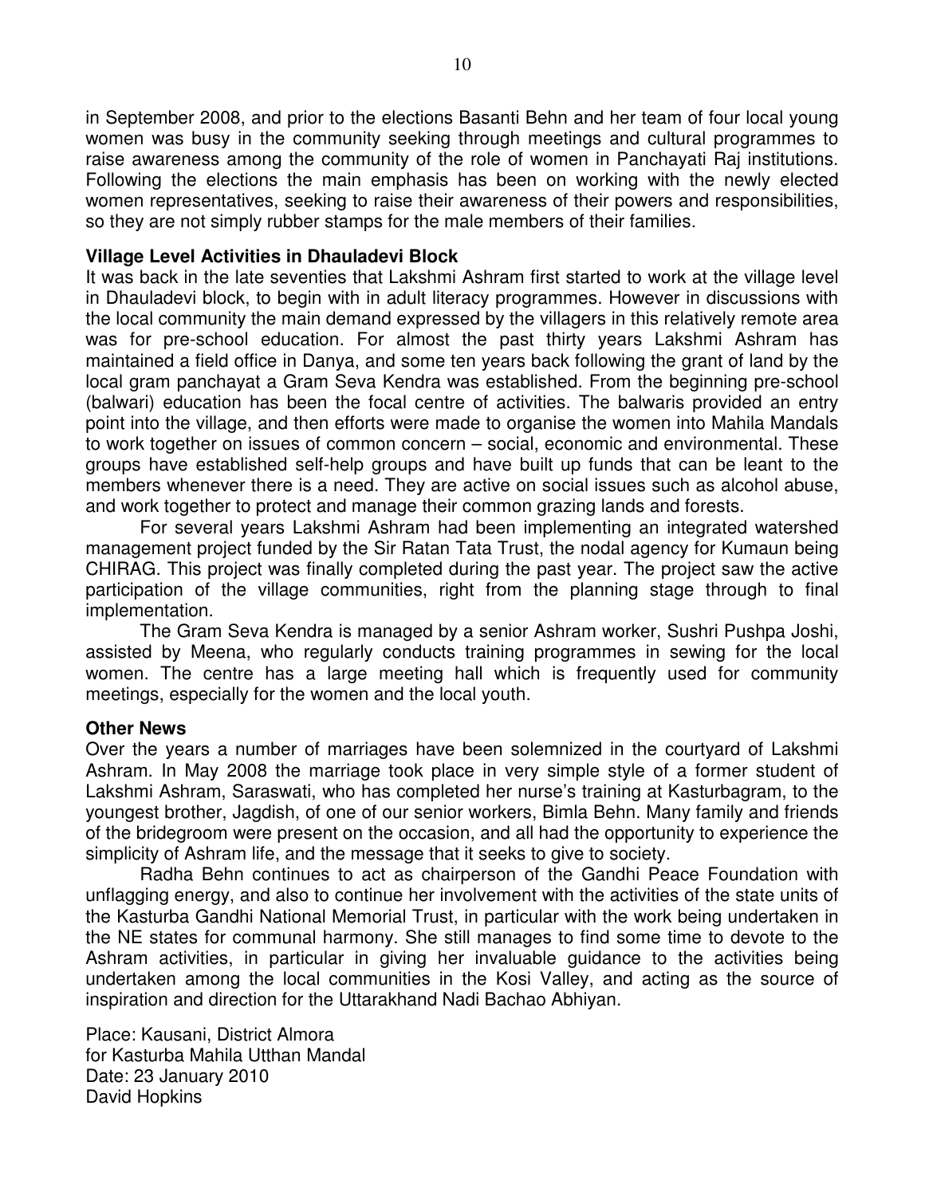in September 2008, and prior to the elections Basanti Behn and her team of four local young women was busy in the community seeking through meetings and cultural programmes to raise awareness among the community of the role of women in Panchayati Raj institutions. Following the elections the main emphasis has been on working with the newly elected women representatives, seeking to raise their awareness of their powers and responsibilities, so they are not simply rubber stamps for the male members of their families.

**Village Level Activities in Dhauladevi Block**

It was back in the late seventies that Lakshmi Ashram first started to work at the village level in Dhauladevi block, to begin with in adult literacy programmes. However in discussions with the local community the main demand expressed by the villagers in this relatively remote area was for pre-school education. For almost the past thirty years Lakshmi Ashram has maintained a field office in Danya, and some ten years back following the grant of land by the local gram panchayat a Gram Seva Kendra was established. From the beginning pre-school (balwari) education has been the focal centre of activities. The balwaris provided an entry point into the village, and then efforts were made to organise the women into Mahila Mandals to work together on issues of common concern – social, economic and environmental. These groups have established self-help groups and have built up funds that can be leant to the members whenever there is a need. They are active on social issues such as alcohol abuse, and work together to protect and manage their common grazing lands and forests.

For several years Lakshmi Ashram had been implementing an integrated watershed management project funded by the Sir Ratan Tata Trust, the nodal agency for Kumaun being CHIRAG. This project was finally completed during the past year. The project saw the active participation of the village communities, right from the planning stage through to final implementation.

The Gram Seva Kendra is managed by a senior Ashram worker, Sushri Pushpa Joshi, assisted by Meena, who regularly conducts training programmes in sewing for the local women. The centre has a large meeting hall which is frequently used for community meetings, especially for the women and the local youth.

**Other News**

Over the years a number of marriages have been solemnized in the courtyard of Lakshmi Ashram. In May 2008 the marriage took place in very simple style of a former student of Lakshmi Ashram, Saraswati, who has completed her nurse's training at Kasturbagram, to the youngest brother, Jagdish, of one of our senior workers, Bimla Behn. Many family and friends of the bridegroom were present on the occasion, and all had the opportunity to experience the simplicity of Ashram life, and the message that it seeks to give to society.

Radha Behn continues to act as chairperson of the Gandhi Peace Foundation with unflagging energy, and also to continue her involvement with the activities of the state units of the Kasturba Gandhi National Memorial Trust, in particular with the work being undertaken in the NE states for communal harmony. She still manages to find some time to devote to the Ashram activities, in particular in giving her invaluable guidance to the activities being undertaken among the local communities in the Kosi Valley, and acting as the source of inspiration and direction for the Uttarakhand Nadi Bachao Abhiyan.

Place: Kausani, District Almora  
for Kasturba Mahila Utthan Mandal  
Date: 23 January 2010  
David Hopkins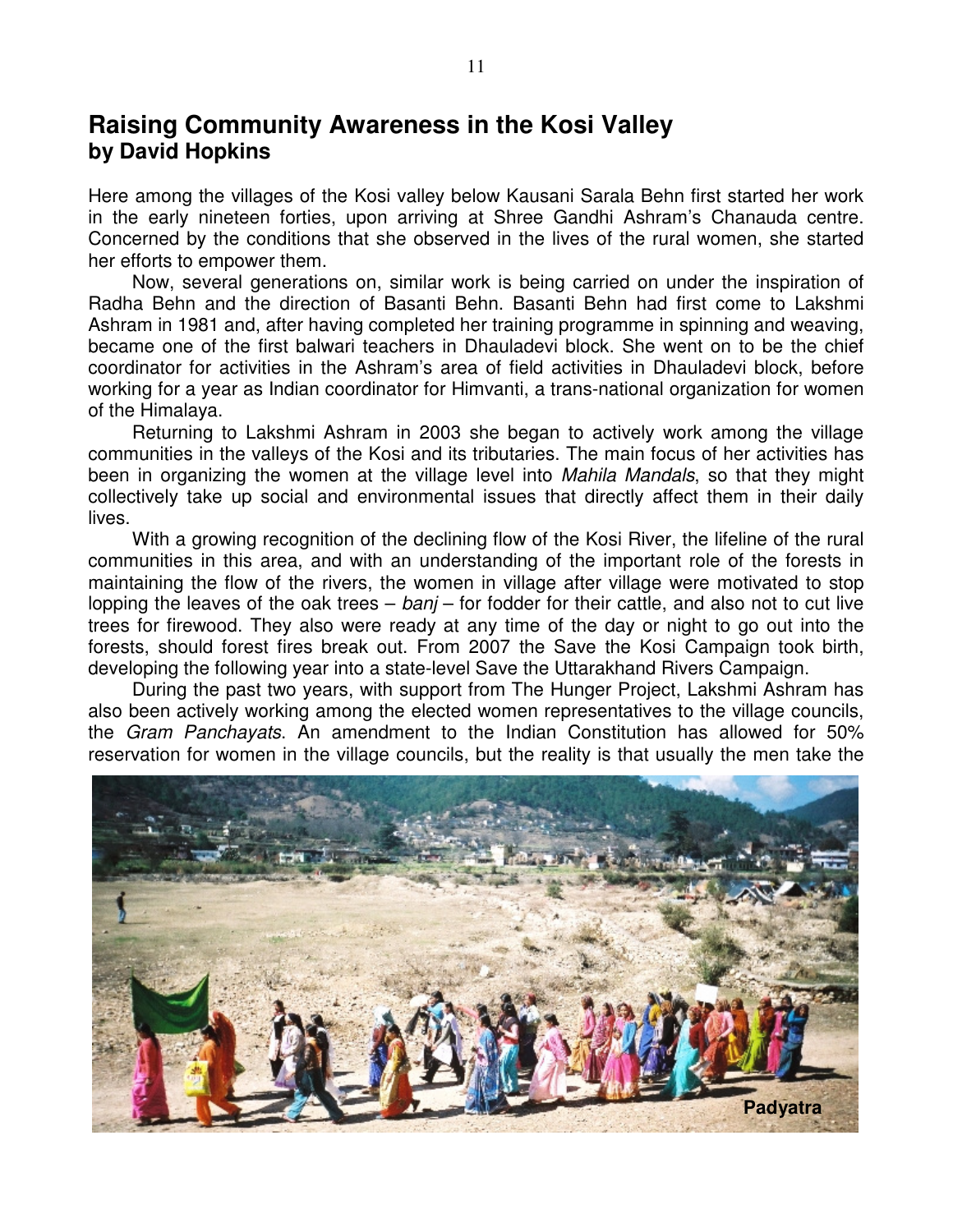## Raising Community Awareness in the Kosi Valley
**by David Hopkins**

Here among the villages of the Kosi valley below Kausani Sarala Behn first started her work in the early nineteen forties, upon arriving at Shree Gandhi Ashram's Chanauda centre. Concerned by the conditions that she observed in the lives of the rural women, she started her efforts to empower them.

Now, several generations on, similar work is being carried on under the inspiration of Radha Behn and the direction of Basanti Behn. Basanti Behn had first come to Lakshmi Ashram in 1981 and, after having completed her training programme in spinning and weaving, became one of the first balwari teachers in Dhauladevi block. She went on to be the chief coordinator for activities in the Ashram's area of field activities in Dhauladevi block, before working for a year as Indian coordinator for Himvanti, a trans-national organization for women of the Himalaya.

Returning to Lakshmi Ashram in 2003 she began to actively work among the village communities in the valleys of the Kosi and its tributaries. The main focus of her activities has been in organizing the women at the village level into *Mahila Mandals*, so that they might collectively take up social and environmental issues that directly affect them in their daily lives.

With a growing recognition of the declining flow of the Kosi River, the lifeline of the rural communities in this area, and with an understanding of the important role of the forests in maintaining the flow of the rivers, the women in village after village were motivated to stop lopping the leaves of the oak trees – *banj* – for fodder for their cattle, and also not to cut live trees for firewood. They also were ready at any time of the day or night to go out into the forests, should forest fires break out. From 2007 the Save the Kosi Campaign took birth, developing the following year into a state-level Save the Uttarakhand Rivers Campaign.

During the past two years, with support from The Hunger Project, Lakshmi Ashram has also been actively working among the elected women representatives to the village councils, the *Gram Panchayats*. An amendment to the Indian Constitution has allowed for 50% reservation for women in the village councils, but the reality is that usually the men take the

**Padyatra**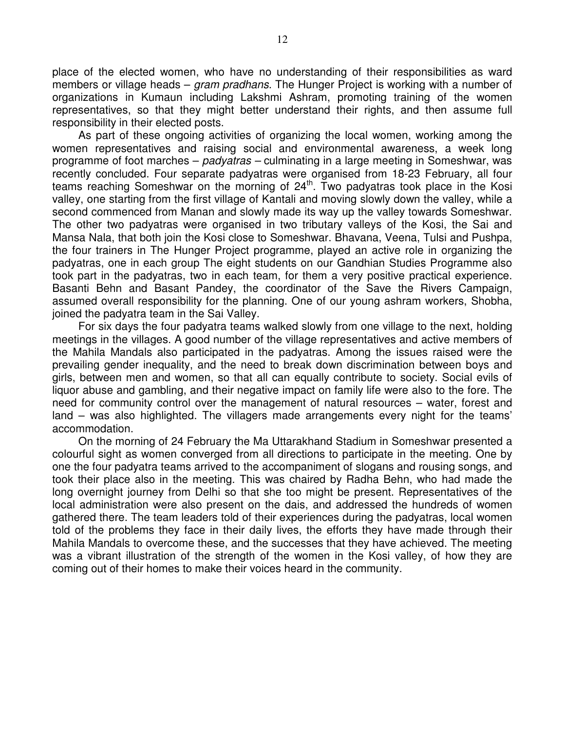place of the elected women, who have no understanding of their responsibilities as ward members or village heads – *gram pradhans*. The Hunger Project is working with a number of organizations in Kumaun including Lakshmi Ashram, promoting training of the women representatives, so that they might better understand their rights, and then assume full responsibility in their elected posts.

As part of these ongoing activities of organizing the local women, working among the women representatives and raising social and environmental awareness, a week long programme of foot marches – *padyatras* – culminating in a large meeting in Someshwar, was recently concluded. Four separate padyatras were organised from 18-23 February, all four teams reaching Someshwar on the morning of 24$^{th}$. Two padyatras took place in the Kosi valley, one starting from the first village of Kantali and moving slowly down the valley, while a second commenced from Manan and slowly made its way up the valley towards Someshwar. The other two padyatras were organised in two tributary valleys of the Kosi, the Sai and Mansa Nala, that both join the Kosi close to Someshwar. Bhavana, Veena, Tulsi and Pushpa, the four trainers in The Hunger Project programme, played an active role in organizing the padyatras, one in each group The eight students on our Gandhian Studies Programme also took part in the padyatras, two in each team, for them a very positive practical experience. Basanti Behn and Basant Pandey, the coordinator of the Save the Rivers Campaign, assumed overall responsibility for the planning. One of our young ashram workers, Shobha, joined the padyatra team in the Sai Valley.

For six days the four padyatra teams walked slowly from one village to the next, holding meetings in the villages. A good number of the village representatives and active members of the Mahila Mandals also participated in the padyatras. Among the issues raised were the prevailing gender inequality, and the need to break down discrimination between boys and girls, between men and women, so that all can equally contribute to society. Social evils of liquor abuse and gambling, and their negative impact on family life were also to the fore. The need for community control over the management of natural resources – water, forest and land – was also highlighted. The villagers made arrangements every night for the teams' accommodation.

On the morning of 24 February the Ma Uttarakhand Stadium in Someshwar presented a colourful sight as women converged from all directions to participate in the meeting. One by one the four padyatra teams arrived to the accompaniment of slogans and rousing songs, and took their place also in the meeting. This was chaired by Radha Behn, who had made the long overnight journey from Delhi so that she too might be present. Representatives of the local administration were also present on the dais, and addressed the hundreds of women gathered there. The team leaders told of their experiences during the padyatras, local women told of the problems they face in their daily lives, the efforts they have made through their Mahila Mandals to overcome these, and the successes that they have achieved. The meeting was a vibrant illustration of the strength of the women in the Kosi valley, of how they are coming out of their homes to make their voices heard in the community.